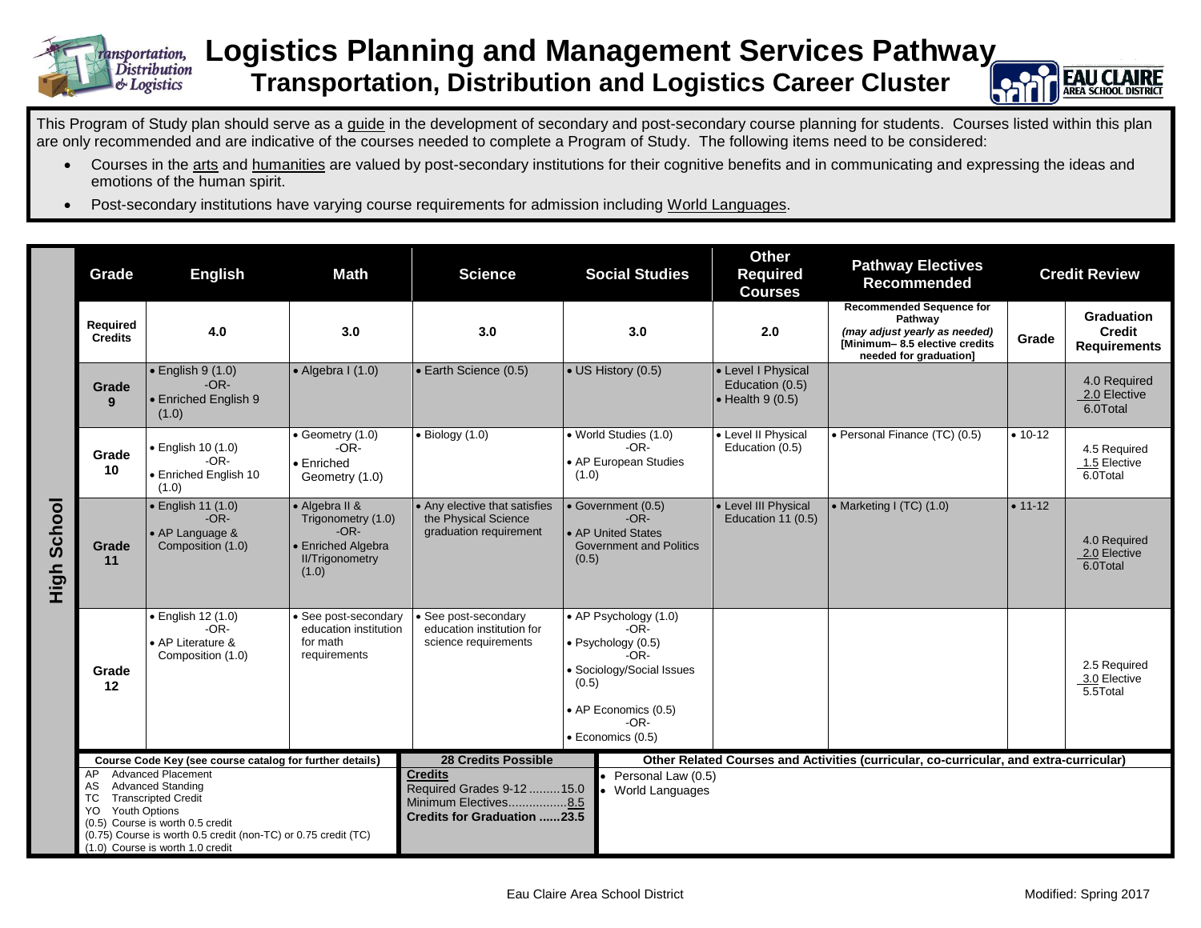# Logistics Planning and Management Services Pathway

## Transportation, Distribution and Logistics Career Cluster

This Program of Study plan should serve as a guide in the development of secondary and post-secondary course planning for students. Courses listed within this plan are only recommended and are indicative of the courses needed to complete a Program of Study. The following items need to be considered:

- Courses in the arts and humanities are valued by post-secondary institutions for their cognitive benefits and in communicating and expressing the ideas and emotions of the human spirit.
- Post-secondary institutions have varying course requirements for admission including World Languages.

**High School**

| Grade | English | Math | Science | Social Studies | Other Required Courses | Pathway Electives Recommended | Credit Review | |
|---|---|---|---|---|---|---|---|---|
| **Required Credits** | **4.0** | **3.0** | **3.0** | **3.0** | **2.0** | **Recommended Sequence for Pathway** *(may adjust yearly as needed)* **[Minimum– 8.5 elective credits needed for graduation]** | **Grade** | **Graduation Credit Requirements** |
| **Grade 9** | • English 9 (1.0) -OR- • Enriched English 9 (1.0) | • Algebra I (1.0) | • Earth Science (0.5) | • US History (0.5) | • Level I Physical Education (0.5) • Health 9 (0.5) | | | 4.0 Required 2.0 Elective 6.0Total |
| **Grade 10** | • English 10 (1.0) -OR- • Enriched English 10 (1.0) | • Geometry (1.0) -OR- • Enriched Geometry (1.0) | • Biology (1.0) | • World Studies (1.0) -OR- • AP European Studies (1.0) | • Level II Physical Education (0.5) | • Personal Finance (TC) (0.5) | • 10-12 | 4.5 Required 1.5 Elective 6.0Total |
| **Grade 11** | • English 11 (1.0) -OR- • AP Language & Composition (1.0) | • Algebra II & Trigonometry (1.0) -OR- • Enriched Algebra II/Trigonometry (1.0) | • Any elective that satisfies the Physical Science graduation requirement | • Government (0.5) -OR- • AP United States Government and Politics (0.5) | • Level III Physical Education 11 (0.5) | • Marketing I (TC) (1.0) | • 11-12 | 4.0 Required 2.0 Elective 6.0Total |
| **Grade 12** | • English 12 (1.0) -OR- • AP Literature & Composition (1.0) | • See post-secondary education institution for math requirements | • See post-secondary education institution for science requirements | • AP Psychology (1.0) -OR- • Psychology (0.5) -OR- • Sociology/Social Issues (0.5) • AP Economics (0.5) -OR- • Economics (0.5) | | | | 2.5 Required 3.0 Elective 5.5Total |

**Course Code Key (see course catalog for further details)**

- AP Advanced Placement
- AS Advanced Standing
- TC Transcripted Credit
- YO Youth Options
- (0.5) Course is worth 0.5 credit
- (0.75) Course is worth 0.5 credit (non-TC) or 0.75 credit (TC)
- (1.0) Course is worth 1.0 credit

**28 Credits Possible**

**Credits**
Required Grades 9-12 .........15.0
Minimum Electives.................8.5
**Credits for Graduation ......23.5**

**Other Related Courses and Activities (curricular, co-curricular, and extra-curricular)**

- Personal Law (0.5)
- World Languages

Eau Claire Area School District — Modified: Spring 2017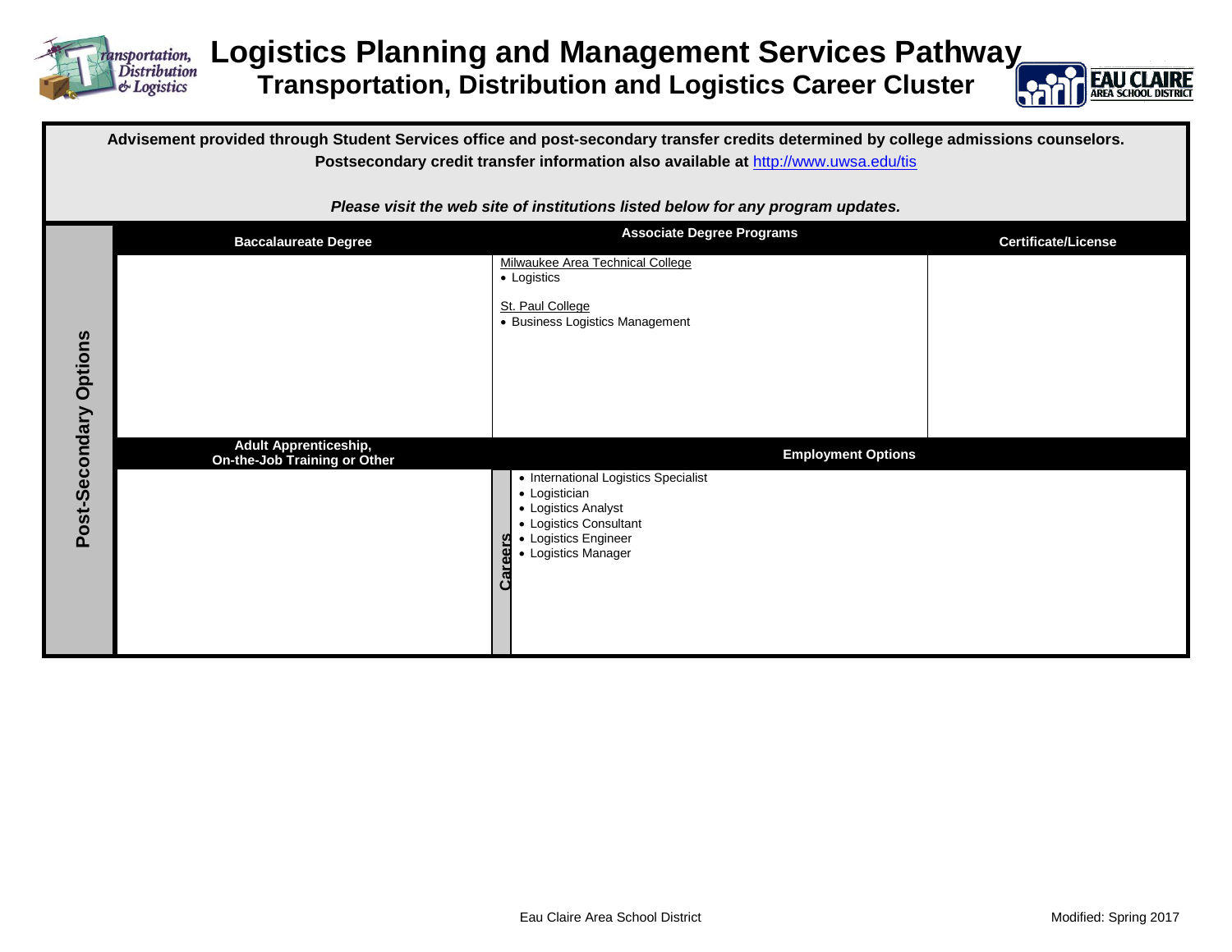# Logistics Planning and Management Services Pathway

## Transportation, Distribution and Logistics Career Cluster

**Advisement provided through Student Services office and post-secondary transfer credits determined by college admissions counselors.**
**Postsecondary credit transfer information also available at** http://www.uwsa.edu/tis

***Please visit the web site of institutions listed below for any program updates.***

**Post-Secondary Options**

| Baccalaureate Degree | Associate Degree Programs | Certificate/License |
| --- | --- | --- |
| | Milwaukee Area Technical College<br>• Logistics<br><br>St. Paul College<br>• Business Logistics Management | |

| Adult Apprenticeship, On-the-Job Training or Other | Employment Options |
| --- | --- |
| | **Careers**<br>• International Logistics Specialist<br>• Logistician<br>• Logistics Analyst<br>• Logistics Consultant<br>• Logistics Engineer<br>• Logistics Manager |

Eau Claire Area School District

Modified: Spring 2017